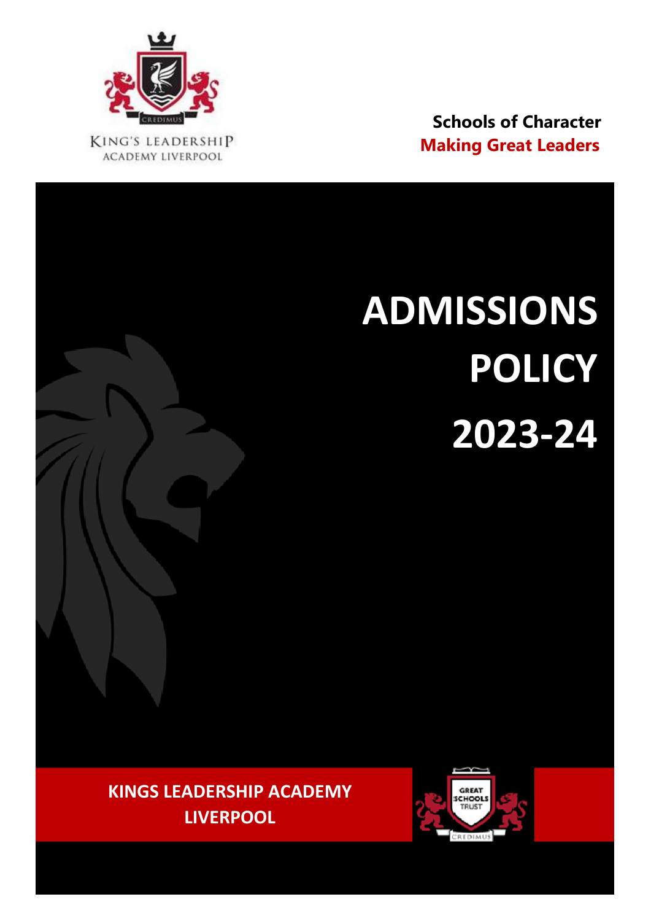KING'S LEADERSHIP ACADEMY LIVERPOOL

**Schools of Character**

**Making Great Leaders**

# ADMISSIONS POLICY 2023-24

**KINGS LEADERSHIP ACADEMY LIVERPOOL**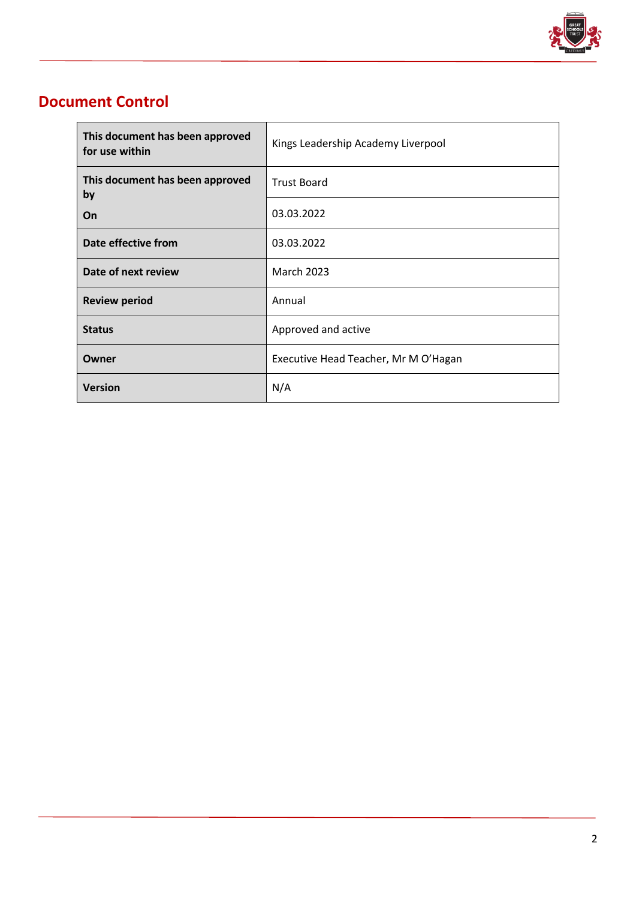## Document Control

| This document has been approved for use within | Kings Leadership Academy Liverpool |
|---|---|
| This document has been approved by | Trust Board |
| On | 03.03.2022 |
| Date effective from | 03.03.2022 |
| Date of next review | March 2023 |
| Review period | Annual |
| Status | Approved and active |
| Owner | Executive Head Teacher, Mr M O'Hagan |
| Version | N/A |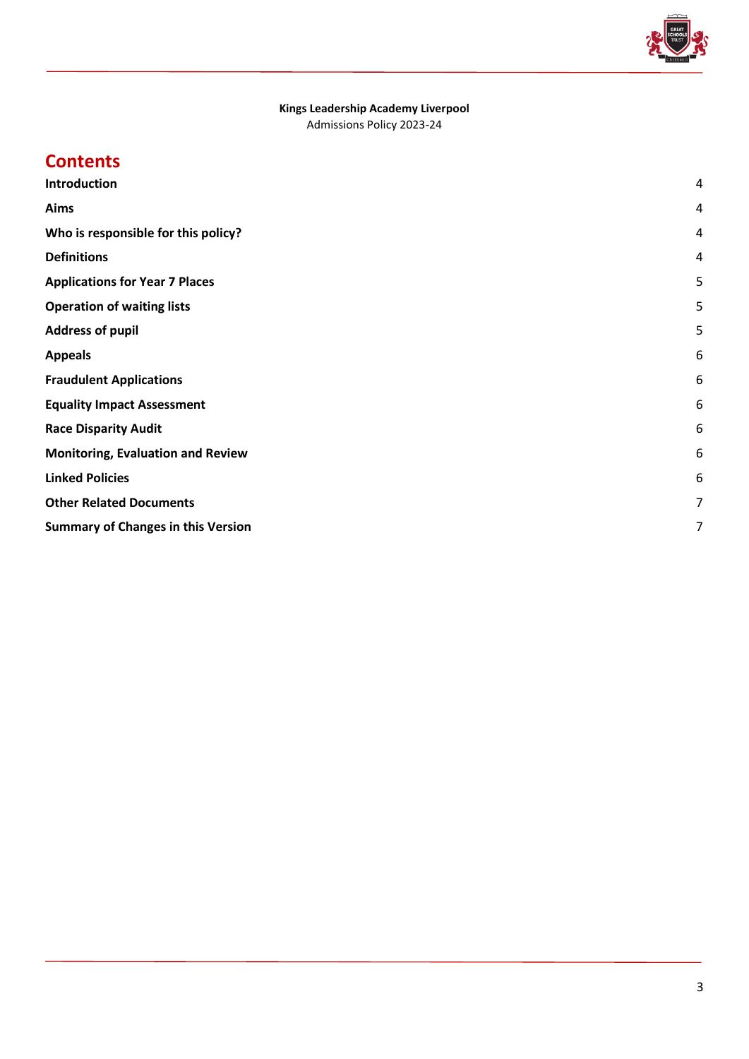**Kings Leadership Academy Liverpool**
Admissions Policy 2023-24

# Contents

| | |
|---|---|
| **Introduction** | 4 |
| **Aims** | 4 |
| **Who is responsible for this policy?** | 4 |
| **Definitions** | 4 |
| **Applications for Year 7 Places** | 5 |
| **Operation of waiting lists** | 5 |
| **Address of pupil** | 5 |
| **Appeals** | 6 |
| **Fraudulent Applications** | 6 |
| **Equality Impact Assessment** | 6 |
| **Race Disparity Audit** | 6 |
| **Monitoring, Evaluation and Review** | 6 |
| **Linked Policies** | 6 |
| **Other Related Documents** | 7 |
| **Summary of Changes in this Version** | 7 |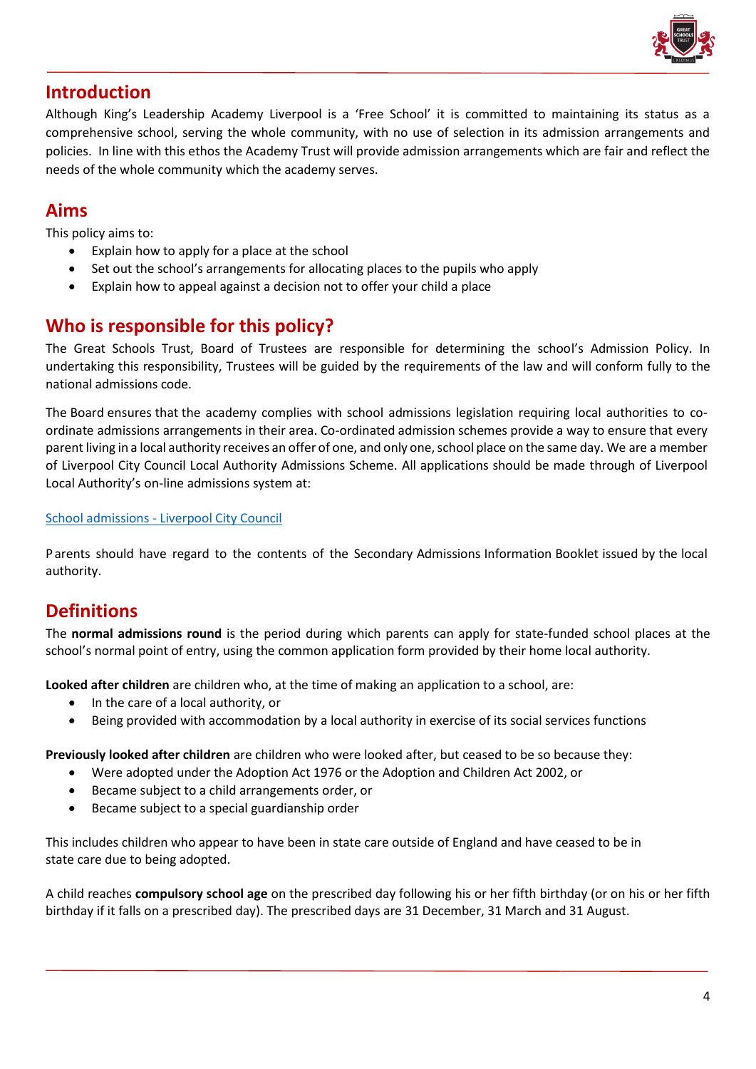## Introduction

Although King's Leadership Academy Liverpool is a 'Free School' it is committed to maintaining its status as a comprehensive school, serving the whole community, with no use of selection in its admission arrangements and policies. In line with this ethos the Academy Trust will provide admission arrangements which are fair and reflect the needs of the whole community which the academy serves.

## Aims

This policy aims to:

- Explain how to apply for a place at the school
- Set out the school's arrangements for allocating places to the pupils who apply
- Explain how to appeal against a decision not to offer your child a place

## Who is responsible for this policy?

The Great Schools Trust, Board of Trustees are responsible for determining the school's Admission Policy. In undertaking this responsibility, Trustees will be guided by the requirements of the law and will conform fully to the national admissions code.

The Board ensures that the academy complies with school admissions legislation requiring local authorities to co-ordinate admissions arrangements in their area. Co-ordinated admission schemes provide a way to ensure that every parent living in a local authority receives an offer of one, and only one, school place on the same day. We are a member of Liverpool City Council Local Authority Admissions Scheme. All applications should be made through of Liverpool Local Authority's on-line admissions system at:

[School admissions - Liverpool City Council]

Parents should have regard to the contents of the Secondary Admissions Information Booklet issued by the local authority.

## Definitions

The **normal admissions round** is the period during which parents can apply for state-funded school places at the school's normal point of entry, using the common application form provided by their home local authority.

**Looked after children** are children who, at the time of making an application to a school, are:

- In the care of a local authority, or
- Being provided with accommodation by a local authority in exercise of its social services functions

**Previously looked after children** are children who were looked after, but ceased to be so because they:

- Were adopted under the Adoption Act 1976 or the Adoption and Children Act 2002, or
- Became subject to a child arrangements order, or
- Became subject to a special guardianship order

This includes children who appear to have been in state care outside of England and have ceased to be in state care due to being adopted.

A child reaches **compulsory school age** on the prescribed day following his or her fifth birthday (or on his or her fifth birthday if it falls on a prescribed day). The prescribed days are 31 December, 31 March and 31 August.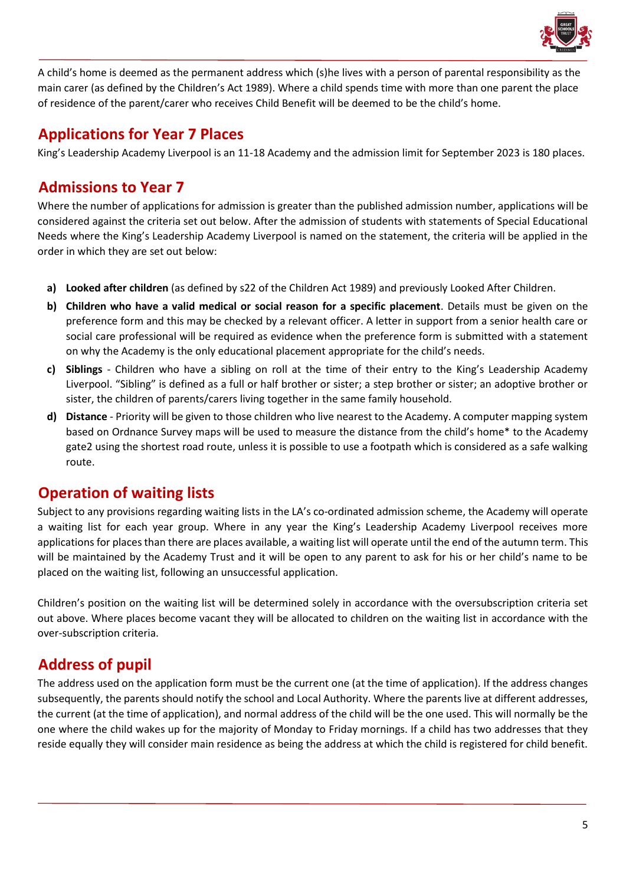A child's home is deemed as the permanent address which (s)he lives with a person of parental responsibility as the main carer (as defined by the Children's Act 1989). Where a child spends time with more than one parent the place of residence of the parent/carer who receives Child Benefit will be deemed to be the child's home.

## Applications for Year 7 Places

King's Leadership Academy Liverpool is an 11-18 Academy and the admission limit for September 2023 is 180 places.

## Admissions to Year 7

Where the number of applications for admission is greater than the published admission number, applications will be considered against the criteria set out below. After the admission of students with statements of Special Educational Needs where the King's Leadership Academy Liverpool is named on the statement, the criteria will be applied in the order in which they are set out below:

a) **Looked after children** (as defined by s22 of the Children Act 1989) and previously Looked After Children.
b) **Children who have a valid medical or social reason for a specific placement**. Details must be given on the preference form and this may be checked by a relevant officer. A letter in support from a senior health care or social care professional will be required as evidence when the preference form is submitted with a statement on why the Academy is the only educational placement appropriate for the child's needs.
c) **Siblings** - Children who have a sibling on roll at the time of their entry to the King's Leadership Academy Liverpool. "Sibling" is defined as a full or half brother or sister; a step brother or sister; an adoptive brother or sister, the children of parents/carers living together in the same family household.
d) **Distance** - Priority will be given to those children who live nearest to the Academy. A computer mapping system based on Ordnance Survey maps will be used to measure the distance from the child's home* to the Academy gate2 using the shortest road route, unless it is possible to use a footpath which is considered as a safe walking route.

## Operation of waiting lists

Subject to any provisions regarding waiting lists in the LA's co-ordinated admission scheme, the Academy will operate a waiting list for each year group. Where in any year the King's Leadership Academy Liverpool receives more applications for places than there are places available, a waiting list will operate until the end of the autumn term. This will be maintained by the Academy Trust and it will be open to any parent to ask for his or her child's name to be placed on the waiting list, following an unsuccessful application.

Children's position on the waiting list will be determined solely in accordance with the oversubscription criteria set out above. Where places become vacant they will be allocated to children on the waiting list in accordance with the over-subscription criteria.

## Address of pupil

The address used on the application form must be the current one (at the time of application). If the address changes subsequently, the parents should notify the school and Local Authority. Where the parents live at different addresses, the current (at the time of application), and normal address of the child will be the one used. This will normally be the one where the child wakes up for the majority of Monday to Friday mornings. If a child has two addresses that they reside equally they will consider main residence as being the address at which the child is registered for child benefit.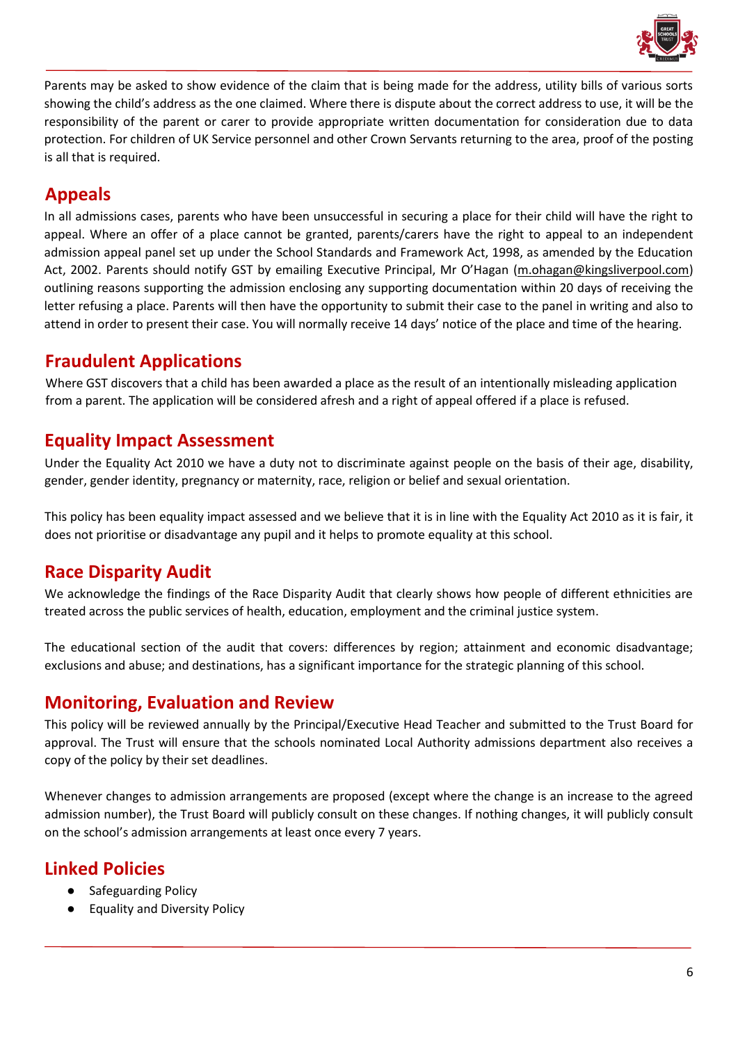Parents may be asked to show evidence of the claim that is being made for the address, utility bills of various sorts showing the child's address as the one claimed. Where there is dispute about the correct address to use, it will be the responsibility of the parent or carer to provide appropriate written documentation for consideration due to data protection. For children of UK Service personnel and other Crown Servants returning to the area, proof of the posting is all that is required.

## Appeals

In all admissions cases, parents who have been unsuccessful in securing a place for their child will have the right to appeal. Where an offer of a place cannot be granted, parents/carers have the right to appeal to an independent admission appeal panel set up under the School Standards and Framework Act, 1998, as amended by the Education Act, 2002. Parents should notify GST by emailing Executive Principal, Mr O'Hagan (m.ohagan@kingsliverpool.com) outlining reasons supporting the admission enclosing any supporting documentation within 20 days of receiving the letter refusing a place. Parents will then have the opportunity to submit their case to the panel in writing and also to attend in order to present their case. You will normally receive 14 days' notice of the place and time of the hearing.

## Fraudulent Applications

Where GST discovers that a child has been awarded a place as the result of an intentionally misleading application from a parent. The application will be considered afresh and a right of appeal offered if a place is refused.

## Equality Impact Assessment

Under the Equality Act 2010 we have a duty not to discriminate against people on the basis of their age, disability, gender, gender identity, pregnancy or maternity, race, religion or belief and sexual orientation.

This policy has been equality impact assessed and we believe that it is in line with the Equality Act 2010 as it is fair, it does not prioritise or disadvantage any pupil and it helps to promote equality at this school.

## Race Disparity Audit

We acknowledge the findings of the Race Disparity Audit that clearly shows how people of different ethnicities are treated across the public services of health, education, employment and the criminal justice system.

The educational section of the audit that covers: differences by region; attainment and economic disadvantage; exclusions and abuse; and destinations, has a significant importance for the strategic planning of this school.

## Monitoring, Evaluation and Review

This policy will be reviewed annually by the Principal/Executive Head Teacher and submitted to the Trust Board for approval. The Trust will ensure that the schools nominated Local Authority admissions department also receives a copy of the policy by their set deadlines.

Whenever changes to admission arrangements are proposed (except where the change is an increase to the agreed admission number), the Trust Board will publicly consult on these changes. If nothing changes, it will publicly consult on the school's admission arrangements at least once every 7 years.

## Linked Policies

- Safeguarding Policy
- Equality and Diversity Policy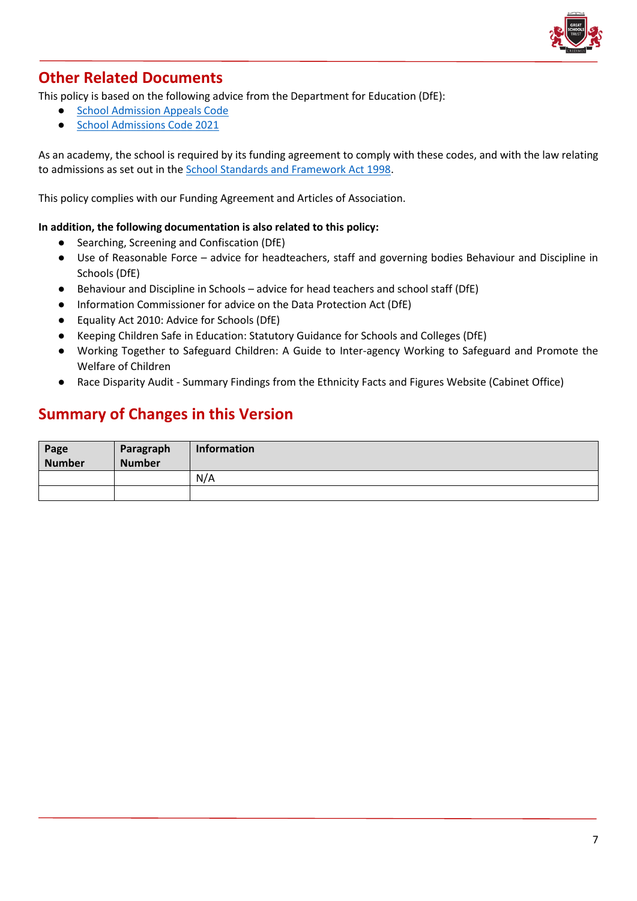## Other Related Documents

This policy is based on the following advice from the Department for Education (DfE):

- School Admission Appeals Code
- School Admissions Code 2021

As an academy, the school is required by its funding agreement to comply with these codes, and with the law relating to admissions as set out in the School Standards and Framework Act 1998.

This policy complies with our Funding Agreement and Articles of Association.

**In addition, the following documentation is also related to this policy:**

- Searching, Screening and Confiscation (DfE)
- Use of Reasonable Force – advice for headteachers, staff and governing bodies Behaviour and Discipline in Schools (DfE)
- Behaviour and Discipline in Schools – advice for head teachers and school staff (DfE)
- Information Commissioner for advice on the Data Protection Act (DfE)
- Equality Act 2010: Advice for Schools (DfE)
- Keeping Children Safe in Education: Statutory Guidance for Schools and Colleges (DfE)
- Working Together to Safeguard Children: A Guide to Inter-agency Working to Safeguard and Promote the Welfare of Children
- Race Disparity Audit - Summary Findings from the Ethnicity Facts and Figures Website (Cabinet Office)

## Summary of Changes in this Version

| Page Number | Paragraph Number | Information |
|---|---|---|
| | | N/A |
| | | |